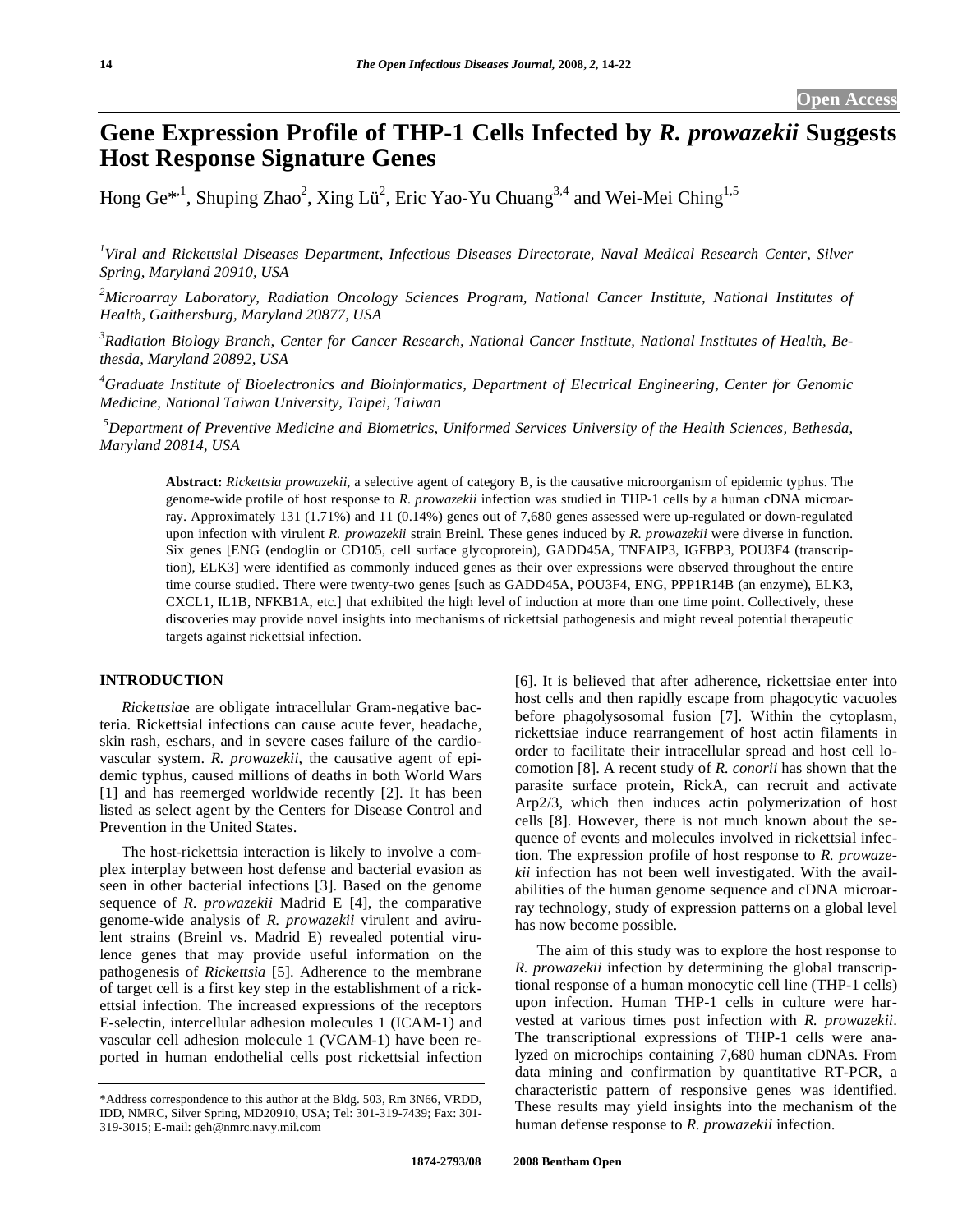Open Access

# Gene Expression Profile of THP-1 Cells Infected by *R. prowazekii* Suggests Host Response Signature Genes

Hong Ge*[,1], Shuping Zhao[2], Xing Lü[2], Eric Yao-Yu Chuang[3,4] and Wei-Mei Ching[1,5]

[1]Viral and Rickettsial Diseases Department, Infectious Diseases Directorate, Naval Medical Research Center, Silver Spring, Maryland 20910, USA

[2]Microarray Laboratory, Radiation Oncology Sciences Program, National Cancer Institute, National Institutes of Health, Gaithersburg, Maryland 20877, USA

[3]Radiation Biology Branch, Center for Cancer Research, National Cancer Institute, National Institutes of Health, Bethesda, Maryland 20892, USA

[4]Graduate Institute of Bioelectronics and Bioinformatics, Department of Electrical Engineering, Center for Genomic Medicine, National Taiwan University, Taipei, Taiwan

[5]Department of Preventive Medicine and Biometrics, Uniformed Services University of the Health Sciences, Bethesda, Maryland 20814, USA

**Abstract:** *Rickettsia prowazekii,* a selective agent of category B, is the causative microorganism of epidemic typhus. The genome-wide profile of host response to *R. prowazekii* infection was studied in THP-1 cells by a human cDNA microarray. Approximately 131 (1.71%) and 11 (0.14%) genes out of 7,680 genes assessed were up-regulated or down-regulated upon infection with virulent *R. prowazekii* strain Breinl. These genes induced by *R. prowazekii* were diverse in function. Six genes [ENG (endoglin or CD105, cell surface glycoprotein), GADD45A, TNFAIP3, IGFBP3, POU3F4 (transcription), ELK3] were identified as commonly induced genes as their over expressions were observed throughout the entire time course studied. There were twenty-two genes [such as GADD45A, POU3F4, ENG, PPP1R14B (an enzyme), ELK3, CXCL1, IL1B, NFKB1A, etc.] that exhibited the high level of induction at more than one time point. Collectively, these discoveries may provide novel insights into mechanisms of rickettsial pathogenesis and might reveal potential therapeutic targets against rickettsial infection.

## INTRODUCTION

*Rickettsia*e are obligate intracellular Gram-negative bacteria. Rickettsial infections can cause acute fever, headache, skin rash, eschars, and in severe cases failure of the cardiovascular system. *R. prowazekii*, the causative agent of epidemic typhus, caused millions of deaths in both World Wars [1] and has reemerged worldwide recently [2]. It has been listed as select agent by the Centers for Disease Control and Prevention in the United States.

The host-rickettsia interaction is likely to involve a complex interplay between host defense and bacterial evasion as seen in other bacterial infections [3]. Based on the genome sequence of *R. prowazekii* Madrid E [4], the comparative genome-wide analysis of *R. prowazekii* virulent and avirulent strains (Breinl vs. Madrid E) revealed potential virulence genes that may provide useful information on the pathogenesis of *Rickettsia* [5]. Adherence to the membrane of target cell is a first key step in the establishment of a rickettsial infection. The increased expressions of the receptors E-selectin, intercellular adhesion molecules 1 (ICAM-1) and vascular cell adhesion molecule 1 (VCAM-1) have been reported in human endothelial cells post rickettsial infection [6]. It is believed that after adherence, rickettsiae enter into host cells and then rapidly escape from phagocytic vacuoles before phagolysosomal fusion [7]. Within the cytoplasm, rickettsiae induce rearrangement of host actin filaments in order to facilitate their intracellular spread and host cell locomotion [8]. A recent study of *R. conorii* has shown that the parasite surface protein, RickA, can recruit and activate Arp2/3, which then induces actin polymerization of host cells [8]. However, there is not much known about the sequence of events and molecules involved in rickettsial infection. The expression profile of host response to *R. prowazekii* infection has not been well investigated. With the availabilities of the human genome sequence and cDNA microarray technology, study of expression patterns on a global level has now become possible.

The aim of this study was to explore the host response to *R. prowazekii* infection by determining the global transcriptional response of a human monocytic cell line (THP-1 cells) upon infection. Human THP-1 cells in culture were harvested at various times post infection with *R. prowazekii*. The transcriptional expressions of THP-1 cells were analyzed on microchips containing 7,680 human cDNAs. From data mining and confirmation by quantitative RT-PCR, a characteristic pattern of responsive genes was identified. These results may yield insights into the mechanism of the human defense response to *R. prowazekii* infection.

*Address correspondence to this author at the Bldg. 503, Rm 3N66, VRDD, IDD, NMRC, Silver Spring, MD20910, USA; Tel: 301-319-7439; Fax: 301-319-3015; E-mail: geh@nmrc.navy.mil.com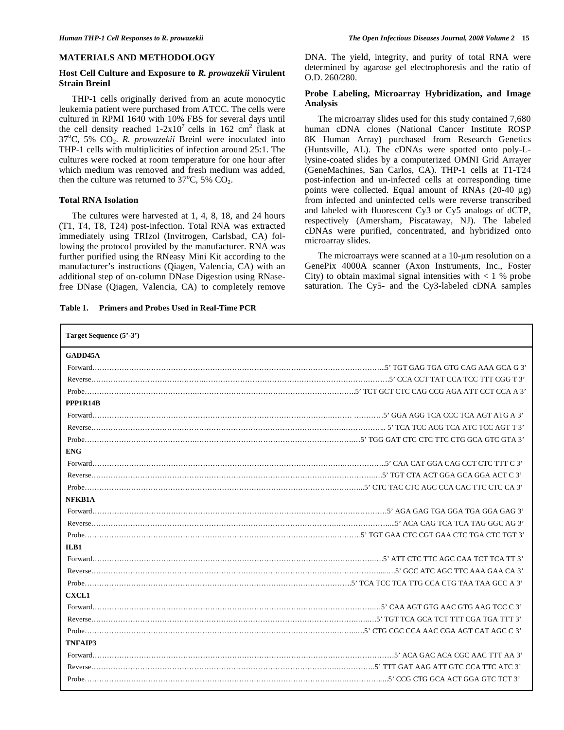## MATERIALS AND METHODOLOGY

### Host Cell Culture and Exposure to *R. prowazekii* Virulent Strain Breinl

THP-1 cells originally derived from an acute monocytic leukemia patient were purchased from ATCC. The cells were cultured in RPMI 1640 with 10% FBS for several days until the cell density reached $1\text{-}2\times10^7$ cells in 162 $cm^2$ flask at 37°C, 5% $CO_2$. *R. prowazekii* Breinl were inoculated into THP-1 cells with multiplicities of infection around 25:1. The cultures were rocked at room temperature for one hour after which medium was removed and fresh medium was added, then the culture was returned to 37°C, 5% $CO_2$.

### Total RNA Isolation

The cultures were harvested at 1, 4, 8, 18, and 24 hours (T1, T4, T8, T24) post-infection. Total RNA was extracted immediately using TRIzol (Invitrogen, Carlsbad, CA) following the protocol provided by the manufacturer. RNA was further purified using the RNeasy Mini Kit according to the manufacturer's instructions (Qiagen, Valencia, CA) with an additional step of on-column DNase Digestion using RNase-free DNase (Qiagen, Valencia, CA) to completely remove DNA. The yield, integrity, and purity of total RNA were determined by agarose gel electrophoresis and the ratio of O.D. 260/280.

### Probe Labeling, Microarray Hybridization, and Image Analysis

The microarray slides used for this study contained 7,680 human cDNA clones (National Cancer Institute ROSP 8K Human Array) purchased from Research Genetics (Huntsville, AL). The cDNAs were spotted onto poly-L-lysine-coated slides by a computerized OMNI Grid Arrayer (GeneMachines, San Carlos, CA). THP-1 cells at T1-T24 post-infection and un-infected cells at corresponding time points were collected. Equal amount of RNAs (20-40 µg) from infected and uninfected cells were reverse transcribed and labeled with fluorescent Cy3 or Cy5 analogs of dCTP, respectively (Amersham, Piscataway, NJ). The labeled cDNAs were purified, concentrated, and hybridized onto microarray slides.

The microarrays were scanned at a 10-µm resolution on a GenePix 4000A scanner (Axon Instruments, Inc., Foster City) to obtain maximal signal intensities with < 1 % probe saturation. The Cy5- and the Cy3-labeled cDNA samples

**Table 1. Primers and Probes Used in Real-Time PCR**

| Target | | Sequence (5'-3') |
|---|---|---|
| **GADD45A** | Forward | 5' TGT GAG TGA GTG CAG AAA GCA G 3' |
| | Reverse | 5' CCA CCT TAT CCA TCC TTT CGG T 3' |
| | Probe | 5' TCT GCT CTC CAG CCG AGA ATT CCT CCA A 3' |
| **PPP1R14B** | Forward | 5' GGA AGG TCA CCC TCA AGT ATG A 3' |
| | Reverse | 5' TCA TCC ACG TCA ATC TCC AGT T 3' |
| | Probe | 5' TGG GAT CTC CTC TTC CTG GCA GTC GTA 3' |
| **ENG** | Forward | 5' CAA CAT GGA CAG CCT CTC TTT C 3' |
| | Reverse | 5' TGT CTA ACT GGA GCA GGA ACT C 3' |
| | Probe | 5' CTC TAC CTC AGC CCA CAC TTC CTC CA 3' |
| **NFKB1A** | Forward | 5' AGA GAG TGA GGA TGA GGA GAG 3' |
| | Reverse | 5' ACA CAG TCA TCA TAG GGC AG 3' |
| | Probe | 5' TGT GAA CTC CGT GAA CTC TGA CTC TGT 3' |
| **ILB1** | Forward | 5' ATT CTC TTC AGC CAA TCT TCA TT 3' |
| | Reverse | 5' GCC ATC AGC TTC AAA GAA CA 3' |
| | Probe | 5' TCA TCC TCA TTG CCA CTG TAA TAA GCC A 3' |
| **CXCL1** | Forward | 5' CAA AGT GTG AAC GTG AAG TCC C 3' |
| | Reverse | 5' TGT TCA GCA TCT TTT CGA TGA TTT 3' |
| | Probe | 5' CTG CGC CCA AAC CGA AGT CAT AGC C 3' |
| **TNFAIP3** | Forward | 5' ACA GAC ACA CGC AAC TTT AA 3' |
| | Reverse | 5' TTT GAT AAG ATT GTC CCA TTC ATC 3' |
| | Probe | 5' CCG CTG GCA ACT GGA GTC TCT 3' |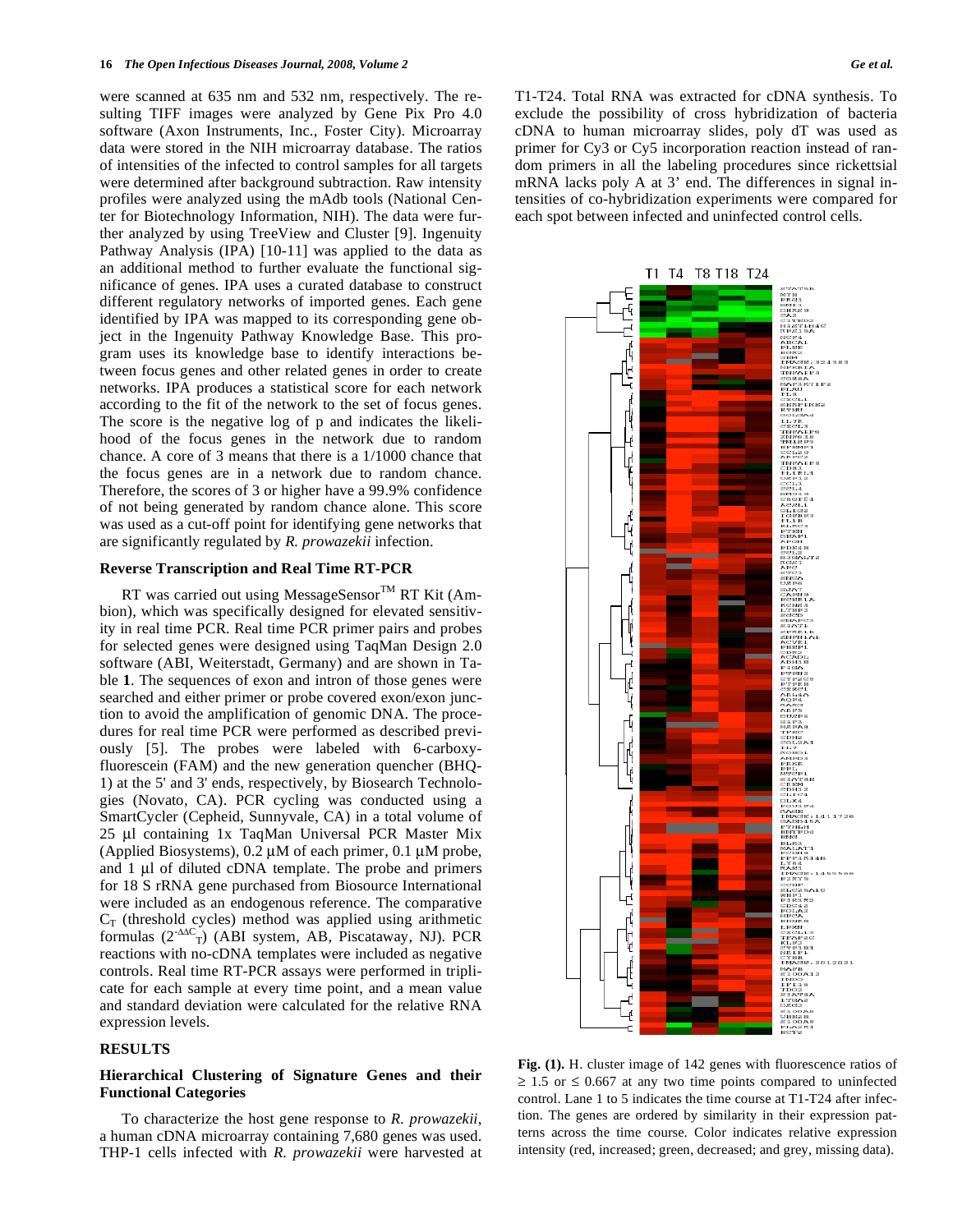were scanned at 635 nm and 532 nm, respectively. The resulting TIFF images were analyzed by Gene Pix Pro 4.0 software (Axon Instruments, Inc., Foster City). Microarray data were stored in the NIH microarray database. The ratios of intensities of the infected to control samples for all targets were determined after background subtraction. Raw intensity profiles were analyzed using the mAdb tools (National Center for Biotechnology Information, NIH). The data were further analyzed by using TreeView and Cluster [9]. Ingenuity Pathway Analysis (IPA) [10-11] was applied to the data as an additional method to further evaluate the functional significance of genes. IPA uses a curated database to construct different regulatory networks of imported genes. Each gene identified by IPA was mapped to its corresponding gene object in the Ingenuity Pathway Knowledge Base. This program uses its knowledge base to identify interactions between focus genes and other related genes in order to create networks. IPA produces a statistical score for each network according to the fit of the network to the set of focus genes. The score is the negative log of p and indicates the likelihood of the focus genes in the network due to random chance. A core of 3 means that there is a 1/1000 chance that the focus genes are in a network due to random chance. Therefore, the scores of 3 or higher have a 99.9% confidence of not being generated by random chance alone. This score was used as a cut-off point for identifying gene networks that are significantly regulated by *R. prowazekii* infection.

### Reverse Transcription and Real Time RT-PCR

RT was carried out using MessageSensor™ RT Kit (Ambion), which was specifically designed for elevated sensitivity in real time PCR. Real time PCR primer pairs and probes for selected genes were designed using TaqMan Design 2.0 software (ABI, Weiterstadt, Germany) and are shown in Table **1**. The sequences of exon and intron of those genes were searched and either primer or probe covered exon/exon junction to avoid the amplification of genomic DNA. The procedures for real time PCR were performed as described previously [5]. The probes were labeled with 6-carboxy-fluorescein (FAM) and the new generation quencher (BHQ-1) at the 5' and 3' ends, respectively, by Biosearch Technologies (Novato, CA). PCR cycling was conducted using a SmartCycler (Cepheid, Sunnyvale, CA) in a total volume of 25 µl containing 1x TaqMan Universal PCR Master Mix (Applied Biosystems), 0.2 µM of each primer, 0.1 µM probe, and 1 µl of diluted cDNA template. The probe and primers for 18 S rRNA gene purchased from Biosource International were included as an endogenous reference. The comparative $C_T$ (threshold cycles) method was applied using arithmetic formulas ($2^{-\Delta\Delta C_T}$) (ABI system, AB, Piscataway, NJ). PCR reactions with no-cDNA templates were included as negative controls. Real time RT-PCR assays were performed in triplicate for each sample at every time point, and a mean value and standard deviation were calculated for the relative RNA expression levels.

## RESULTS

### Hierarchical Clustering of Signature Genes and their Functional Categories

To characterize the host gene response to *R. prowazekii*, a human cDNA microarray containing 7,680 genes was used. THP-1 cells infected with *R. prowazekii* were harvested at T1-T24. Total RNA was extracted for cDNA synthesis. To exclude the possibility of cross hybridization of bacteria cDNA to human microarray slides, poly dT was used as primer for Cy3 or Cy5 incorporation reaction instead of random primers in all the labeling procedures since rickettsial mRNA lacks poly A at 3' end. The differences in signal intensities of co-hybridization experiments were compared for each spot between infected and uninfected control cells.

**Fig. (1).** H. cluster image of 142 genes with fluorescence ratios of ≥ 1.5 or ≤ 0.667 at any two time points compared to uninfected control. Lane 1 to 5 indicates the time course at T1-T24 after infection. The genes are ordered by similarity in their expression patterns across the time course. Color indicates relative expression intensity (red, increased; green, decreased; and grey, missing data).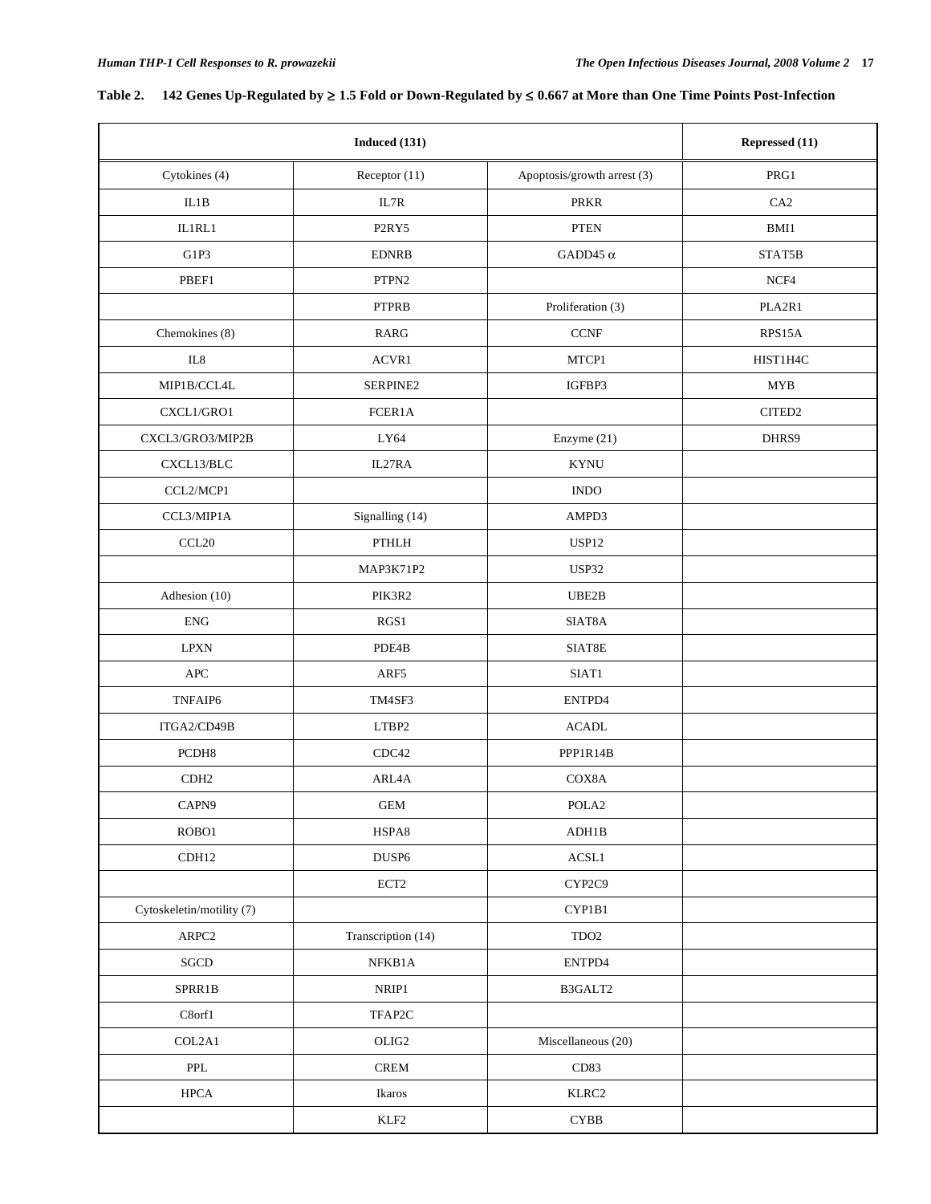**Table 2. 142 Genes Up-Regulated by ≥ 1.5 Fold or Down-Regulated by ≤ 0.667 at More than One Time Points Post-Infection**

| Induced (131) | | | Repressed (11) |
|---|---|---|---|
| Cytokines (4) | Receptor (11) | Apoptosis/growth arrest (3) | PRG1 |
| IL1B | IL7R | PRKR | CA2 |
| IL1RL1 | P2RY5 | PTEN | BMI1 |
| G1P3 | EDNRB | GADD45 α | STAT5B |
| PBEF1 | PTPN2 | | NCF4 |
| | PTPRB | Proliferation (3) | PLA2R1 |
| Chemokines (8) | RARG | CCNF | RPS15A |
| IL8 | ACVR1 | MTCP1 | HIST1H4C |
| MIP1B/CCL4L | SERPINE2 | IGFBP3 | MYB |
| CXCL1/GRO1 | FCER1A | | CITED2 |
| CXCL3/GRO3/MIP2B | LY64 | Enzyme (21) | DHRS9 |
| CXCL13/BLC | IL27RA | KYNU | |
| CCL2/MCP1 | | INDO | |
| CCL3/MIP1A | Signalling (14) | AMPD3 | |
| CCL20 | PTHLH | USP12 | |
| | MAP3K71P2 | USP32 | |
| Adhesion (10) | PIK3R2 | UBE2B | |
| ENG | RGS1 | SIAT8A | |
| LPXN | PDE4B | SIAT8E | |
| APC | ARF5 | SIAT1 | |
| TNFAIP6 | TM4SF3 | ENTPD4 | |
| ITGA2/CD49B | LTBP2 | ACADL | |
| PCDH8 | CDC42 | PPP1R14B | |
| CDH2 | ARL4A | COX8A | |
| CAPN9 | GEM | POLA2 | |
| ROBO1 | HSPA8 | ADH1B | |
| CDH12 | DUSP6 | ACSL1 | |
| | ECT2 | CYP2C9 | |
| Cytoskeletin/motility (7) | | CYP1B1 | |
| ARPC2 | Transcription (14) | TDO2 | |
| SGCD | NFKB1A | ENTPD4 | |
| SPRR1B | NRIP1 | B3GALT2 | |
| C8orf1 | TFAP2C | | |
| COL2A1 | OLIG2 | Miscellaneous (20) | |
| PPL | CREM | CD83 | |
| HPCA | Ikaros | KLRC2 | |
| | KLF2 | CYBB | |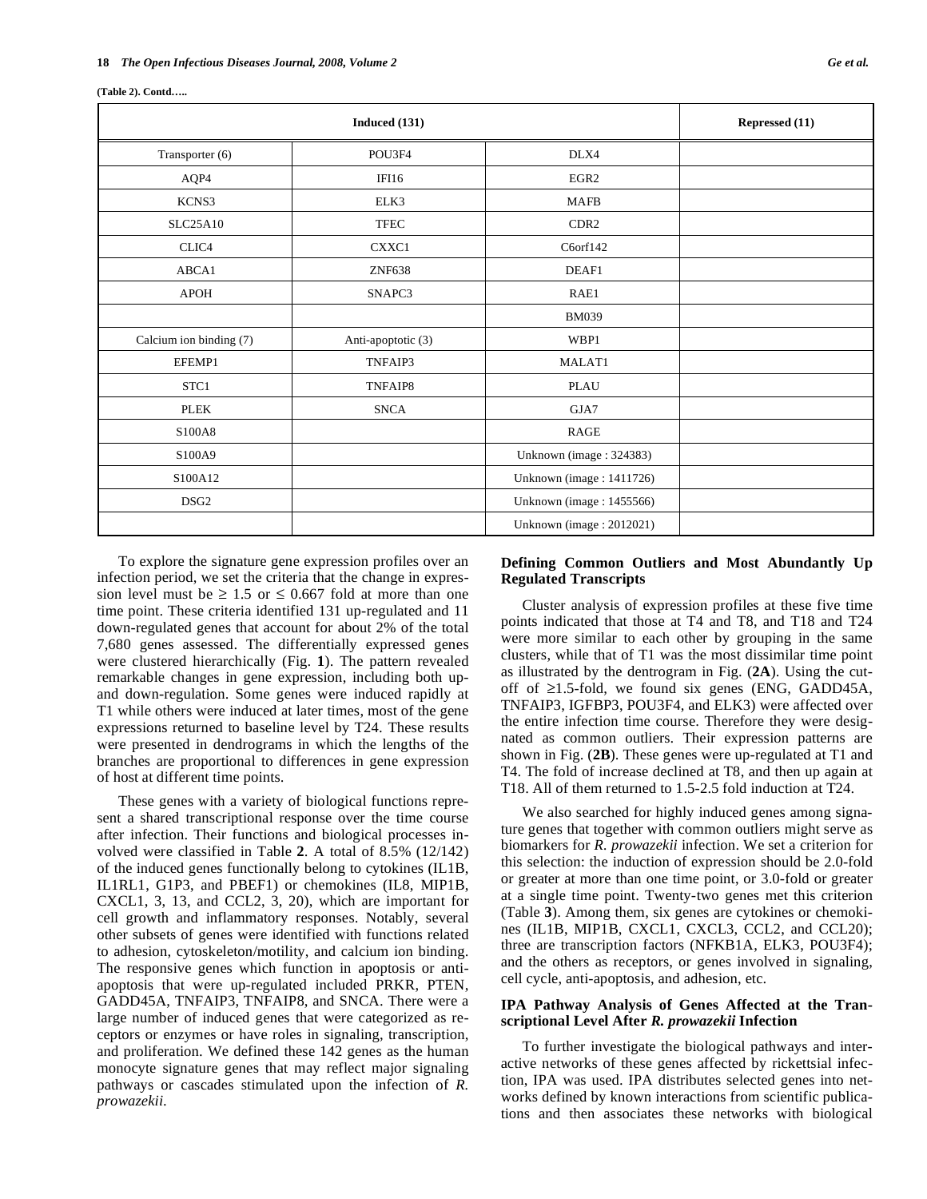**(Table 2). Contd…..**

| Induced (131) | | | Repressed (11) |
|---|---|---|---|
| Transporter (6) | POU3F4 | DLX4 | |
| AQP4 | IFI16 | EGR2 | |
| KCNS3 | ELK3 | MAFB | |
| SLC25A10 | TFEC | CDR2 | |
| CLIC4 | CXXC1 | C6orf142 | |
| ABCA1 | ZNF638 | DEAF1 | |
| APOH | SNAPC3 | RAE1 | |
| | | BM039 | |
| Calcium ion binding (7) | Anti-apoptotic (3) | WBP1 | |
| EFEMP1 | TNFAIP3 | MALAT1 | |
| STC1 | TNFAIP8 | PLAU | |
| PLEK | SNCA | GJA7 | |
| S100A8 | | RAGE | |
| S100A9 | | Unknown (image : 324383) | |
| S100A12 | | Unknown (image : 1411726) | |
| DSG2 | | Unknown (image : 1455566) | |
| | | Unknown (image : 2012021) | |

To explore the signature gene expression profiles over an infection period, we set the criteria that the change in expression level must be $\geq 1.5$ or $\leq 0.667$ fold at more than one time point. These criteria identified 131 up-regulated and 11 down-regulated genes that account for about 2% of the total 7,680 genes assessed. The differentially expressed genes were clustered hierarchically (Fig. **1**). The pattern revealed remarkable changes in gene expression, including both up- and down-regulation. Some genes were induced rapidly at T1 while others were induced at later times, most of the gene expressions returned to baseline level by T24. These results were presented in dendrograms in which the lengths of the branches are proportional to differences in gene expression of host at different time points.

These genes with a variety of biological functions represent a shared transcriptional response over the time course after infection. Their functions and biological processes involved were classified in Table **2**. A total of 8.5% (12/142) of the induced genes functionally belong to cytokines (IL1B, IL1RL1, G1P3, and PBEF1) or chemokines (IL8, MIP1B, CXCL1, 3, 13, and CCL2, 3, 20), which are important for cell growth and inflammatory responses. Notably, several other subsets of genes were identified with functions related to adhesion, cytoskeleton/motility, and calcium ion binding. The responsive genes which function in apoptosis or anti-apoptosis that were up-regulated included PRKR, PTEN, GADD45A, TNFAIP3, TNFAIP8, and SNCA. There were a large number of induced genes that were categorized as receptors or enzymes or have roles in signaling, transcription, and proliferation. We defined these 142 genes as the human monocyte signature genes that may reflect major signaling pathways or cascades stimulated upon the infection of *R. prowazekii*.

## Defining Common Outliers and Most Abundantly Up Regulated Transcripts

Cluster analysis of expression profiles at these five time points indicated that those at T4 and T8, and T18 and T24 were more similar to each other by grouping in the same clusters, while that of T1 was the most dissimilar time point as illustrated by the dentrogram in Fig. (**2A**). Using the cut-off of $\geq$1.5-fold, we found six genes (ENG, GADD45A, TNFAIP3, IGFBP3, POU3F4, and ELK3) were affected over the entire infection time course. Therefore they were designated as common outliers. Their expression patterns are shown in Fig. (**2B**). These genes were up-regulated at T1 and T4. The fold of increase declined at T8, and then up again at T18. All of them returned to 1.5-2.5 fold induction at T24.

We also searched for highly induced genes among signature genes that together with common outliers might serve as biomarkers for *R. prowazekii* infection. We set a criterion for this selection: the induction of expression should be 2.0-fold or greater at more than one time point, or 3.0-fold or greater at a single time point. Twenty-two genes met this criterion (Table **3**). Among them, six genes are cytokines or chemokines (IL1B, MIP1B, CXCL1, CXCL3, CCL2, and CCL20); three are transcription factors (NFKB1A, ELK3, POU3F4); and the others as receptors, or genes involved in signaling, cell cycle, anti-apoptosis, and adhesion, etc.

## IPA Pathway Analysis of Genes Affected at the Transcriptional Level After *R. prowazekii* Infection

To further investigate the biological pathways and interactive networks of these genes affected by rickettsial infection, IPA was used. IPA distributes selected genes into networks defined by known interactions from scientific publications and then associates these networks with biological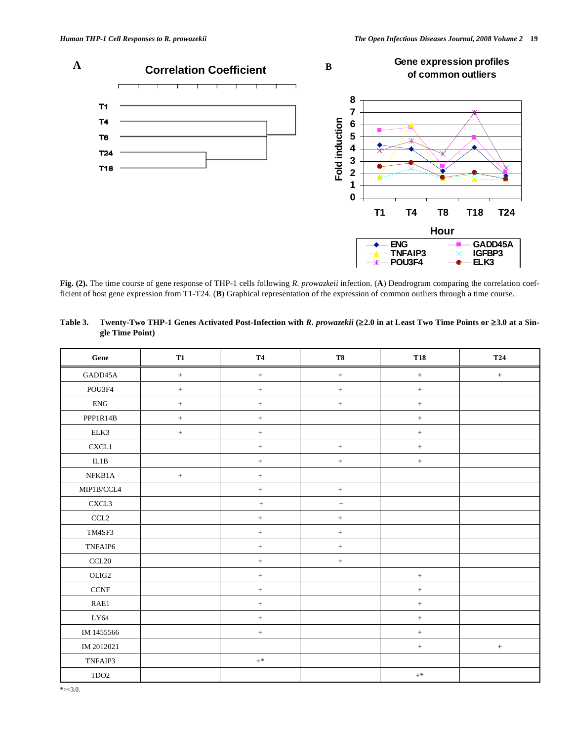**Fig. (2).** The time course of gene response of THP-1 cells following *R. prowazkeii* infection. (**A**) Dendrogram comparing the correlation coefficient of host gene expression from T1-T24. (**B**) Graphical representation of the expression of common outliers through a time course.

**Table 3. Twenty-Two THP-1 Genes Activated Post-Infection with *R. prowazekii* (≥2.0 in at Least Two Time Points or ≥3.0 at a Single Time Point)**

| Gene | T1 | T4 | T8 | T18 | T24 |
|---|---|---|---|---|---|
| GADD45A | + | + | + | + | + |
| POU3F4 | + | + | + | + | |
| ENG | + | + | + | + | |
| PPP1R14B | + | + | | + | |
| ELK3 | + | + | | + | |
| CXCL1 | | + | + | + | |
| IL1B | | + | + | + | |
| NFKB1A | + | + | | | |
| MIP1B/CCL4 | | + | + | | |
| CXCL3 | | + | + | | |
| CCL2 | | + | + | | |
| TM4SF3 | | + | + | | |
| TNFAIP6 | | + | + | | |
| CCL20 | | + | + | | |
| OLIG2 | | + | | + | |
| CCNF | | + | | + | |
| RAE1 | | + | | + | |
| LY64 | | + | | + | |
| IM 1455566 | | + | | + | |
| IM 2012021 | | | | + | + |
| TNFAIP3 | | +* | | | |
| TDO2 | | | | +* | |

*>=3.0.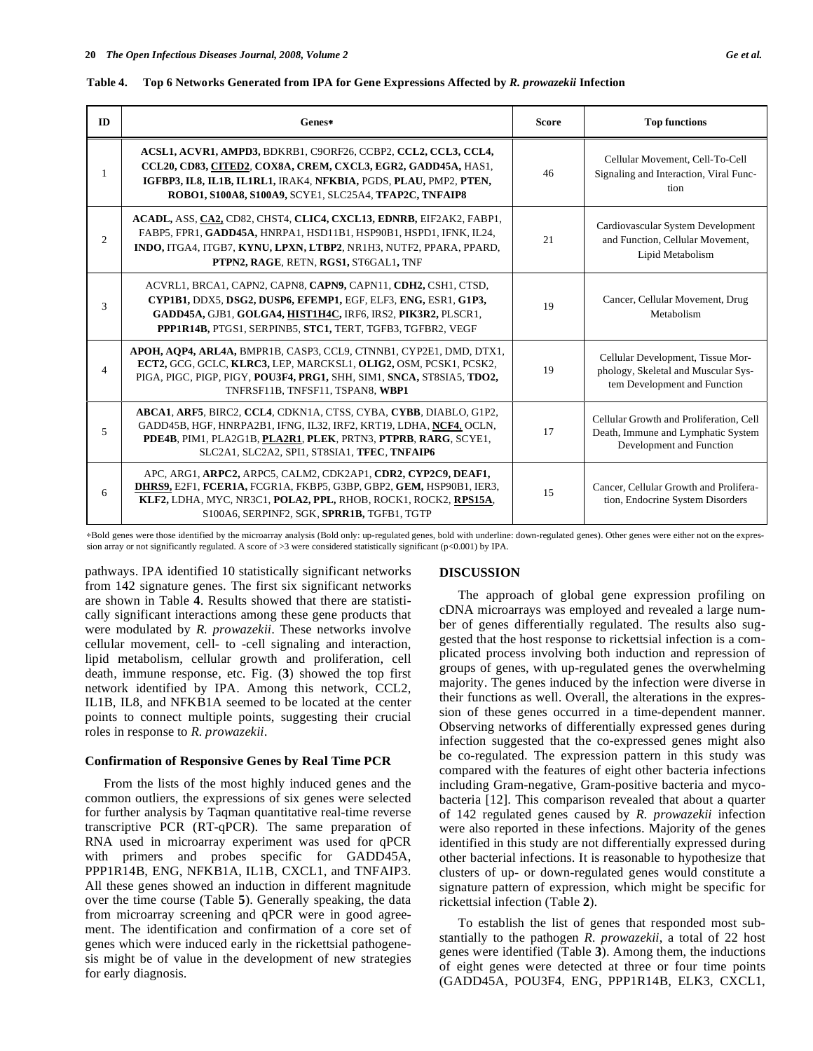**Table 4. Top 6 Networks Generated from IPA for Gene Expressions Affected by *R. prowazekii* Infection**

| ID | Genes* | Score | Top functions |
|---|---|---|---|
| 1 | **ACSL1, ACVR1, AMPD3,** BDKRB1, C9ORF26, CCBP2, **CCL2, CCL3, CCL4, CCL20, CD83, <u>CITED2</u>, COX8A, CREM, CXCL3, EGR2, GADD45A,** HAS1, **IGFBP3, IL8, IL1B, IL1RL1,** IRAK4, **NFKBIA,** PGDS, **PLAU,** PMP2, **PTEN, ROBO1, S100A8, S100A9,** SCYE1, SLC25A4, **TFAP2C, TNFAIP8** | 46 | Cellular Movement, Cell-To-Cell Signaling and Interaction, Viral Function |
| 2 | **ACADL,** ASS, **<u>CA2,</u>** CD82, CHST4, **CLIC4, CXCL13, EDNRB,** EIF2AK2, FABP1, FABP5, FPR1, **GADD45A,** HNRPA1, HSD11B1, HSP90B1, HSPD1, IFNK, IL24, **INDO,** ITGA4, ITGB7, **KYNU, LPXN, LTBP2**, NR1H3, NUTF2, PPARA, PPARD, **PTPN2, RAGE**, RETN, **RGS1,** ST6GAL1**,** TNF | 21 | Cardiovascular System Development and Function, Cellular Movement, Lipid Metabolism |
| 3 | ACVRL1, BRCA1, CAPN2, CAPN8, **CAPN9,** CAPN11, **CDH2,** CSH1, CTSD, **CYP1B1,** DDX5, **DSG2, DUSP6, EFEMP1,** EGF, ELF3, **ENG,** ESR1, **G1P3, GADD45A,** GJB1, **GOLGA4, <u>HIST1H4C</u>,** IRF6, IRS2, **PIK3R2,** PLSCR1, **PPP1R14B,** PTGS1, SERPINB5, **STC1,** TERT, TGFB3, TGFBR2, VEGF | 19 | Cancer, Cellular Movement, Drug Metabolism |
| 4 | **APOH, AQP4, ARL4A,** BMPR1B, CASP3, CCL9, CTNNB1, CYP2E1, DMD, DTX1, **ECT2,** GCG, GCLC, **KLRC3,** LEP, MARCKSL1, **OLIG2,** OSM, PCSK1, PCSK2, PIGA, PIGC, PIGP, PIGY, **POU3F4, PRG1,** SHH, SIM1, **SNCA,** ST8SIA5, **TDO2,** TNFRSF11B, TNFSF11, TSPAN8, **WBP1** | 19 | Cellular Development, Tissue Morphology, Skeletal and Muscular System Development and Function |
| 5 | **ABCA1**, **ARF5**, BIRC2, **CCL4**, CDKN1A, CTSS, CYBA, **CYBB**, DIABLO, G1P2, GADD45B, HGF, HNRPA2B1, IFNG, IL32, IRF2, KRT19, LDHA, **<u>NCF4</u>**, OCLN, **PDE4B**, PIM1, PLA2G1B, **<u>PLA2R1</u>**, **PLEK**, PRTN3, **PTPRB**, **RARG**, SCYE1, SLC2A1, SLC2A2, SPI1, ST8SIA1, **TFEC**, **TNFAIP6** | 17 | Cellular Growth and Proliferation, Cell Death, Immune and Lymphatic System Development and Function |
| 6 | APC, ARG1, **ARPC2,** ARPC5, CALM2, CDK2AP1, **CDR2, CYP2C9, DEAF1, <u>DHRS9,</u>** E2F1, **FCER1A,** FCGR1A, FKBP5, G3BP, GBP2, **GEM,** HSP90B1, IER3, **KLF2,** LDHA, MYC, NR3C1, **POLA2, PPL,** RHOB, ROCK1, ROCK2, **<u>RPS15A</u>**, S100A6, SERPINF2, SGK, **SPRR1B,** TGFB1, TGTP | 15 | Cancer, Cellular Growth and Proliferation, Endocrine System Disorders |

*Bold genes were those identified by the microarray analysis (Bold only: up-regulated genes, bold with underline: down-regulated genes). Other genes were either not on the expression array or not significantly regulated. A score of >3 were considered statistically significant ($p<0.001$) by IPA.

pathways. IPA identified 10 statistically significant networks from 142 signature genes. The first six significant networks are shown in Table **4**. Results showed that there are statistically significant interactions among these gene products that were modulated by *R. prowazekii*. These networks involve cellular movement, cell- to -cell signaling and interaction, lipid metabolism, cellular growth and proliferation, cell death, immune response, etc. Fig. (**3**) showed the top first network identified by IPA. Among this network, CCL2, IL1B, IL8, and NFKB1A seemed to be located at the center points to connect multiple points, suggesting their crucial roles in response to *R. prowazekii*.

### Confirmation of Responsive Genes by Real Time PCR

From the lists of the most highly induced genes and the common outliers, the expressions of six genes were selected for further analysis by Taqman quantitative real-time reverse transcriptive PCR (RT-qPCR). The same preparation of RNA used in microarray experiment was used for qPCR with primers and probes specific for GADD45A, PPP1R14B, ENG, NFKB1A, IL1B, CXCL1, and TNFAIP3. All these genes showed an induction in different magnitude over the time course (Table **5**). Generally speaking, the data from microarray screening and qPCR were in good agreement. The identification and confirmation of a core set of genes which were induced early in the rickettsial pathogenesis might be of value in the development of new strategies for early diagnosis.

## DISCUSSION

The approach of global gene expression profiling on cDNA microarrays was employed and revealed a large number of genes differentially regulated. The results also suggested that the host response to rickettsial infection is a complicated process involving both induction and repression of groups of genes, with up-regulated genes the overwhelming majority. The genes induced by the infection were diverse in their functions as well. Overall, the alterations in the expression of these genes occurred in a time-dependent manner. Observing networks of differentially expressed genes during infection suggested that the co-expressed genes might also be co-regulated. The expression pattern in this study was compared with the features of eight other bacteria infections including Gram-negative, Gram-positive bacteria and mycobacteria [12]. This comparison revealed that about a quarter of 142 regulated genes caused by *R. prowazekii* infection were also reported in these infections. Majority of the genes identified in this study are not differentially expressed during other bacterial infections. It is reasonable to hypothesize that clusters of up- or down-regulated genes would constitute a signature pattern of expression, which might be specific for rickettsial infection (Table **2**).

To establish the list of genes that responded most substantially to the pathogen *R. prowazekii*, a total of 22 host genes were identified (Table **3**). Among them, the inductions of eight genes were detected at three or four time points (GADD45A, POU3F4, ENG, PPP1R14B, ELK3, CXCL1,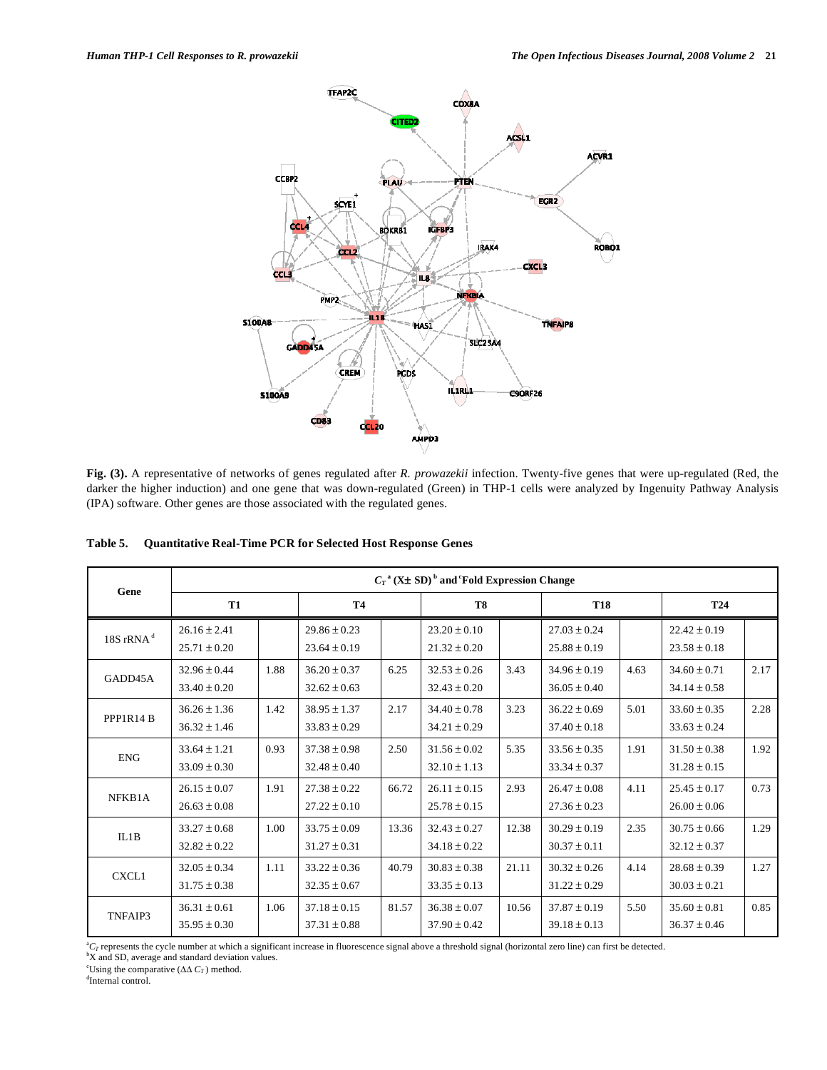**Fig. (3).** A representative of networks of genes regulated after *R. prowazekii* infection. Twenty-five genes that were up-regulated (Red, the darker the higher induction) and one gene that was down-regulated (Green) in THP-1 cells were analyzed by Ingenuity Pathway Analysis (IPA) software. Other genes are those associated with the regulated genes.

**Table 5. Quantitative Real-Time PCR for Selected Host Response Genes**

| Gene | $C_T$ [a] (X± SD) [b] and [c]Fold Expression Change | | | | | | | | | |
|---|---|---|---|---|---|---|---|---|---|---|
| | **T1** | | **T4** | | **T8** | | **T18** | | **T24** | |
| 18S rRNA [d] | 26.16 ± 2.41<br>25.71 ± 0.20 | | 29.86 ± 0.23<br>23.64 ± 0.19 | | 23.20 ± 0.10<br>21.32 ± 0.20 | | 27.03 ± 0.24<br>25.88 ± 0.19 | | 22.42 ± 0.19<br>23.58 ± 0.18 | |
| GADD45A | 32.96 ± 0.44<br>33.40 ± 0.20 | 1.88 | 36.20 ± 0.37<br>32.62 ± 0.63 | 6.25 | 32.53 ± 0.26<br>32.43 ± 0.20 | 3.43 | 34.96 ± 0.19<br>36.05 ± 0.40 | 4.63 | 34.60 ± 0.71<br>34.14 ± 0.58 | 2.17 |
| PPP1R14 B | 36.26 ± 1.36<br>36.32 ± 1.46 | 1.42 | 38.95 ± 1.37<br>33.83 ± 0.29 | 2.17 | 34.40 ± 0.78<br>34.21 ± 0.29 | 3.23 | 36.22 ± 0.69<br>37.40 ± 0.18 | 5.01 | 33.60 ± 0.35<br>33.63 ± 0.24 | 2.28 |
| ENG | 33.64 ± 1.21<br>33.09 ± 0.30 | 0.93 | 37.38 ± 0.98<br>32.48 ± 0.40 | 2.50 | 31.56 ± 0.02<br>32.10 ± 1.13 | 5.35 | 33.56 ± 0.35<br>33.34 ± 0.37 | 1.91 | 31.50 ± 0.38<br>31.28 ± 0.15 | 1.92 |
| NFKB1A | 26.15 ± 0.07<br>26.63 ± 0.08 | 1.91 | 27.38 ± 0.22<br>27.22 ± 0.10 | 66.72 | 26.11 ± 0.15<br>25.78 ± 0.15 | 2.93 | 26.47 ± 0.08<br>27.36 ± 0.23 | 4.11 | 25.45 ± 0.17<br>26.00 ± 0.06 | 0.73 |
| IL1B | 33.27 ± 0.68<br>32.82 ± 0.22 | 1.00 | 33.75 ± 0.09<br>31.27 ± 0.31 | 13.36 | 32.43 ± 0.27<br>34.18 ± 0.22 | 12.38 | 30.29 ± 0.19<br>30.37 ± 0.11 | 2.35 | 30.75 ± 0.66<br>32.12 ± 0.37 | 1.29 |
| CXCL1 | 32.05 ± 0.34<br>31.75 ± 0.38 | 1.11 | 33.22 ± 0.36<br>32.35 ± 0.67 | 40.79 | 30.83 ± 0.38<br>33.35 ± 0.13 | 21.11 | 30.32 ± 0.26<br>31.22 ± 0.29 | 4.14 | 28.68 ± 0.39<br>30.03 ± 0.21 | 1.27 |
| TNFAIP3 | 36.31 ± 0.61<br>35.95 ± 0.30 | 1.06 | 37.18 ± 0.15<br>37.31 ± 0.88 | 81.57 | 36.38 ± 0.07<br>37.90 ± 0.42 | 10.56 | 37.87 ± 0.19<br>39.18 ± 0.13 | 5.50 | 35.60 ± 0.81<br>36.37 ± 0.46 | 0.85 |

[a] $C_T$ represents the cycle number at which a significant increase in fluorescence signal above a threshold signal (horizontal zero line) can first be detected.
[b] X and SD, average and standard deviation values.
[c] Using the comparative ($\Delta\Delta C_T$) method.
[d] Internal control.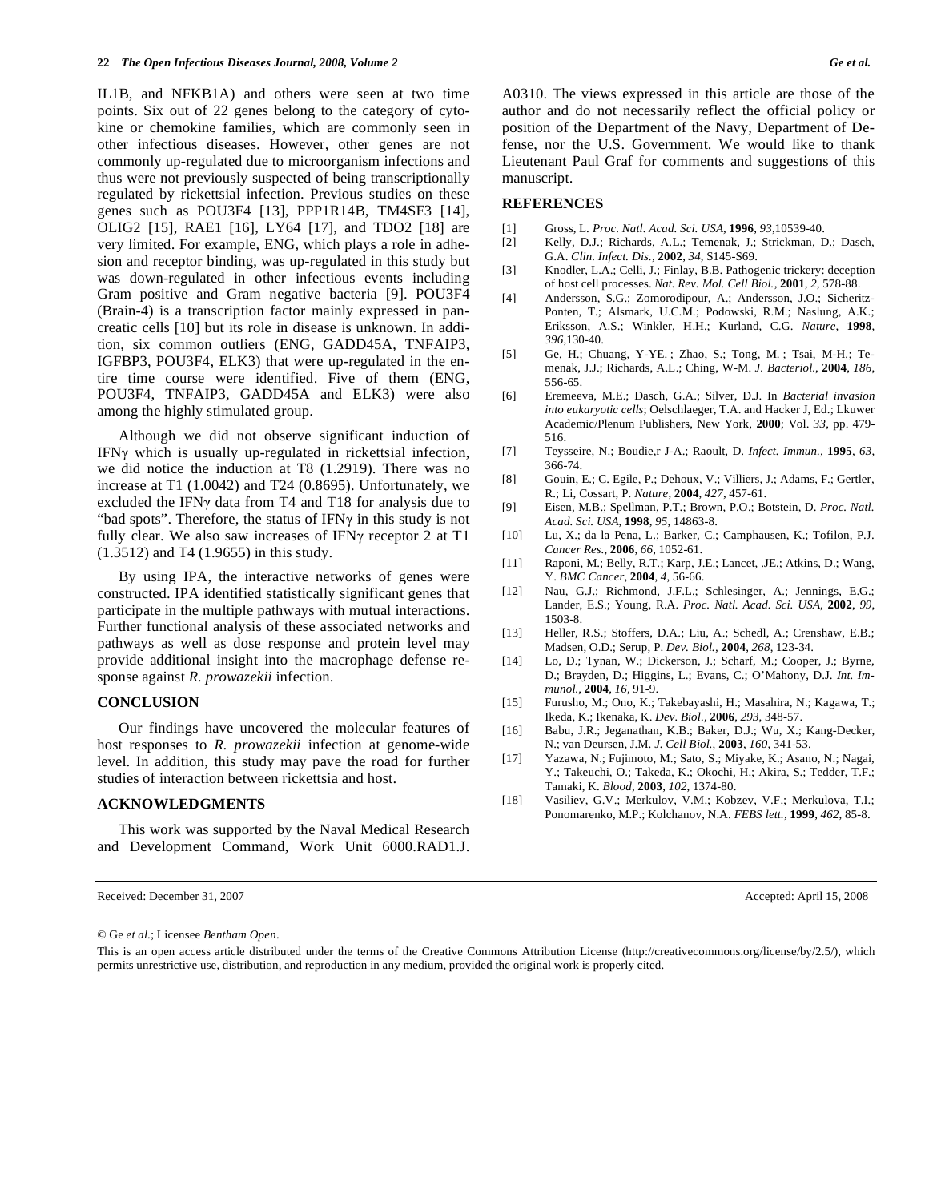IL1B, and NFKB1A) and others were seen at two time points. Six out of 22 genes belong to the category of cytokine or chemokine families, which are commonly seen in other infectious diseases. However, other genes are not commonly up-regulated due to microorganism infections and thus were not previously suspected of being transcriptionally regulated by rickettsial infection. Previous studies on these genes such as POU3F4 [13], PPP1R14B, TM4SF3 [14], OLIG2 [15], RAE1 [16], LY64 [17], and TDO2 [18] are very limited. For example, ENG, which plays a role in adhesion and receptor binding, was up-regulated in this study but was down-regulated in other infectious events including Gram positive and Gram negative bacteria [9]. POU3F4 (Brain-4) is a transcription factor mainly expressed in pancreatic cells [10] but its role in disease is unknown. In addition, six common outliers (ENG, GADD45A, TNFAIP3, IGFBP3, POU3F4, ELK3) that were up-regulated in the entire time course were identified. Five of them (ENG, POU3F4, TNFAIP3, GADD45A and ELK3) were also among the highly stimulated group.

Although we did not observe significant induction of IFNγ which is usually up-regulated in rickettsial infection, we did notice the induction at T8 (1.2919). There was no increase at T1 (1.0042) and T24 (0.8695). Unfortunately, we excluded the IFNγ data from T4 and T18 for analysis due to "bad spots". Therefore, the status of IFNγ in this study is not fully clear. We also saw increases of IFNγ receptor 2 at T1 (1.3512) and T4 (1.9655) in this study.

By using IPA, the interactive networks of genes were constructed. IPA identified statistically significant genes that participate in the multiple pathways with mutual interactions. Further functional analysis of these associated networks and pathways as well as dose response and protein level may provide additional insight into the macrophage defense response against *R. prowazekii* infection.

## CONCLUSION

Our findings have uncovered the molecular features of host responses to *R. prowazekii* infection at genome-wide level. In addition, this study may pave the road for further studies of interaction between rickettsia and host.

## ACKNOWLEDGMENTS

This work was supported by the Naval Medical Research and Development Command, Work Unit 6000.RAD1.J. A0310. The views expressed in this article are those of the author and do not necessarily reflect the official policy or position of the Department of the Navy, Department of Defense, nor the U.S. Government. We would like to thank Lieutenant Paul Graf for comments and suggestions of this manuscript.

## REFERENCES

[1] Gross, L. *Proc. Natl. Acad. Sci. USA*, **1996**, *93*,10539-40.

[2] Kelly, D.J.; Richards, A.L.; Temenak, J.; Strickman, D.; Dasch, G.A. *Clin. Infect. Dis.*, **2002**, *34*, S145-S69.

[3] Knodler, L.A.; Celli, J.; Finlay, B.B. Pathogenic trickery: deception of host cell processes. *Nat. Rev. Mol. Cell Biol.*, **2001**, *2*, 578-88.

[4] Andersson, S.G.; Zomorodipour, A.; Andersson, J.O.; Sicheritz-Ponten, T.; Alsmark, U.C.M.; Podowski, R.M.; Naslung, A.K.; Eriksson, A.S.; Winkler, H.H.; Kurland, C.G. *Nature*, **1998**, *396*,130-40.

[5] Ge, H.; Chuang, Y-YE.; Zhao, S.; Tong, M.; Tsai, M-H.; Temenak, J.J.; Richards, A.L.; Ching, W-M. *J. Bacteriol.*, **2004**, *186*, 556-65.

[6] Eremeeva, M.E.; Dasch, G.A.; Silver, D.J. In *Bacterial invasion into eukaryotic cells*; Oelschlaeger, T.A. and Hacker J, Ed.; Lkuwer Academic/Plenum Publishers, New York, **2000**; Vol. *33*, pp. 479-516.

[7] Teysseire, N.; Boudie,r J-A.; Raoult, D. *Infect. Immun.*, **1995**, *63*, 366-74.

[8] Gouin, E.; C. Egile, P.; Dehoux, V.; Villiers, J.; Adams, F.; Gertler, R.; Li, Cossart, P. *Nature*, **2004**, *427*, 457-61.

[9] Eisen, M.B.; Spellman, P.T.; Brown, P.O.; Botstein, D. *Proc. Natl. Acad. Sci. USA*, **1998**, *95*, 14863-8.

[10] Lu, X.; da la Pena, L.; Barker, C.; Camphausen, K.; Tofilon, P.J. *Cancer Res.*, **2006**, *66*, 1052-61.

[11] Raponi, M.; Belly, R.T.; Karp, J.E.; Lancet, .JE.; Atkins, D.; Wang, Y. *BMC Cancer*, **2004**, *4*, 56-66.

[12] Nau, G.J.; Richmond, J.F.L.; Schlesinger, A.; Jennings, E.G.; Lander, E.S.; Young, R.A. *Proc. Natl. Acad. Sci. USA*, **2002**, *99*, 1503-8.

[13] Heller, R.S.; Stoffers, D.A.; Liu, A.; Schedl, A.; Crenshaw, E.B.; Madsen, O.D.; Serup, P. *Dev. Biol.*, **2004**, *268*, 123-34.

[14] Lo, D.; Tynan, W.; Dickerson, J.; Scharf, M.; Cooper, J.; Byrne, D.; Brayden, D.; Higgins, L.; Evans, C.; O'Mahony, D.J. *Int. Immunol.*, **2004**, *16*, 91-9.

[15] Furusho, M.; Ono, K.; Takebayashi, H.; Masahira, N.; Kagawa, T.; Ikeda, K.; Ikenaka, K. *Dev. Biol.*, **2006**, *293*, 348-57.

[16] Babu, J.R.; Jeganathan, K.B.; Baker, D.J.; Wu, X.; Kang-Decker, N.; van Deursen, J.M. *J. Cell Biol.*, **2003**, *160*, 341-53.

[17] Yazawa, N.; Fujimoto, M.; Sato, S.; Miyake, K.; Asano, N.; Nagai, Y.; Takeuchi, O.; Takeda, K.; Okochi, H.; Akira, S.; Tedder, T.F.; Tamaki, K. *Blood*, **2003**, *102*, 1374-80.

[18] Vasiliev, G.V.; Merkulov, V.M.; Kobzev, V.F.; Merkulova, T.I.; Ponomarenko, M.P.; Kolchanov, N.A. *FEBS lett.*, **1999**, *462*, 85-8.

Received: December 31, 2007 Accepted: April 15, 2008

© Ge *et al*.; Licensee *Bentham Open*.

This is an open access article distributed under the terms of the Creative Commons Attribution License (http://creativecommons.org/license/by/2.5/), which permits unrestrictive use, distribution, and reproduction in any medium, provided the original work is properly cited.